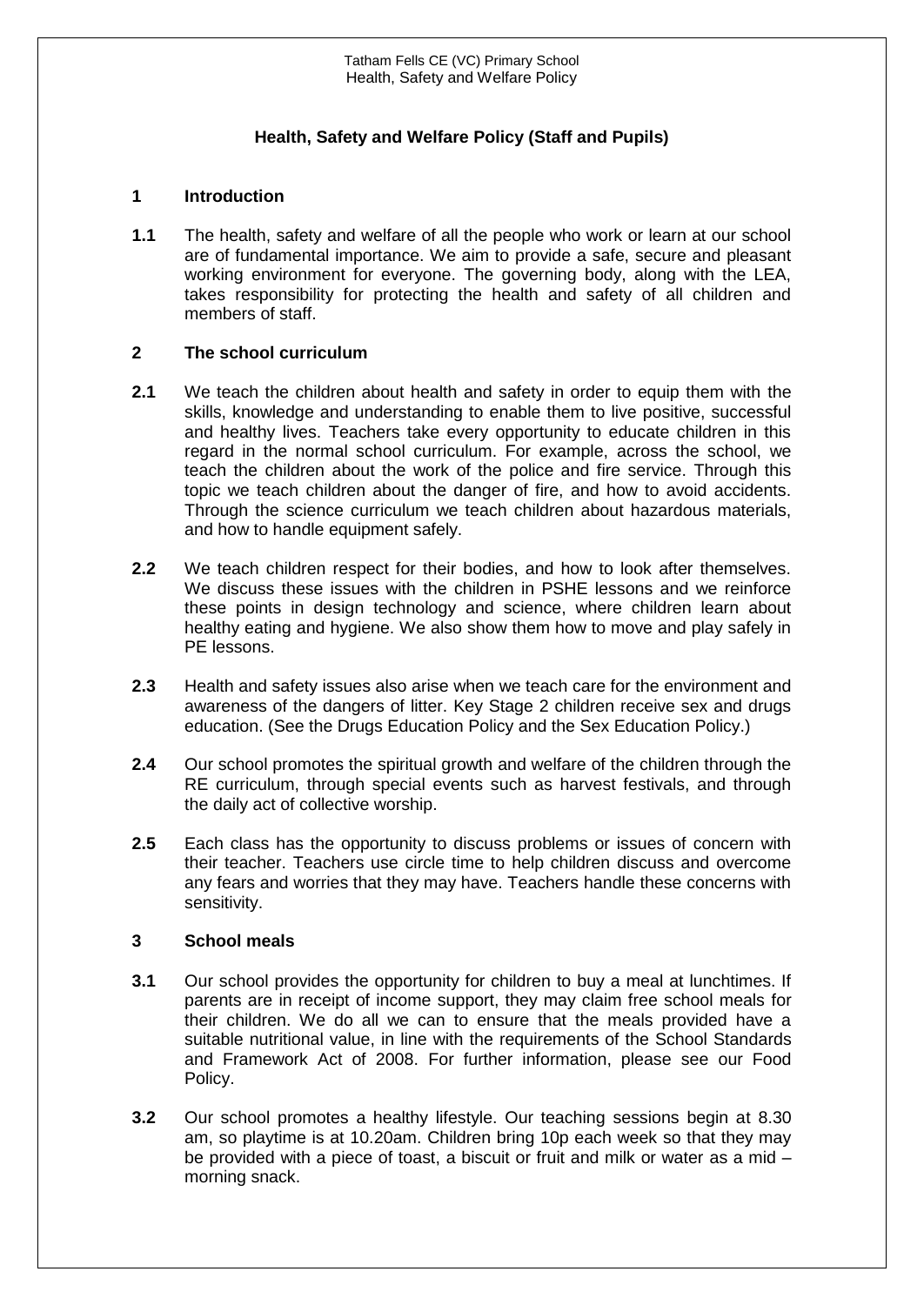# Health, Safety and Welfare Policy (Staff and Pupils)

## 1 Introduction

**1.1** The health, safety and welfare of all the people who work or learn at our school are of fundamental importance. We aim to provide a safe, secure and pleasant working environment for everyone. The governing body, along with the LEA, takes responsibility for protecting the health and safety of all children and members of staff.

## 2 The school curriculum

**2.1** We teach the children about health and safety in order to equip them with the skills, knowledge and understanding to enable them to live positive, successful and healthy lives. Teachers take every opportunity to educate children in this regard in the normal school curriculum. For example, across the school, we teach the children about the work of the police and fire service. Through this topic we teach children about the danger of fire, and how to avoid accidents. Through the science curriculum we teach children about hazardous materials, and how to handle equipment safely.

**2.2** We teach children respect for their bodies, and how to look after themselves. We discuss these issues with the children in PSHE lessons and we reinforce these points in design technology and science, where children learn about healthy eating and hygiene. We also show them how to move and play safely in PE lessons.

**2.3** Health and safety issues also arise when we teach care for the environment and awareness of the dangers of litter. Key Stage 2 children receive sex and drugs education. (See the Drugs Education Policy and the Sex Education Policy.)

**2.4** Our school promotes the spiritual growth and welfare of the children through the RE curriculum, through special events such as harvest festivals, and through the daily act of collective worship.

**2.5** Each class has the opportunity to discuss problems or issues of concern with their teacher. Teachers use circle time to help children discuss and overcome any fears and worries that they may have. Teachers handle these concerns with sensitivity.

## 3 School meals

**3.1** Our school provides the opportunity for children to buy a meal at lunchtimes. If parents are in receipt of income support, they may claim free school meals for their children. We do all we can to ensure that the meals provided have a suitable nutritional value, in line with the requirements of the School Standards and Framework Act of 2008. For further information, please see our Food Policy.

**3.2** Our school promotes a healthy lifestyle. Our teaching sessions begin at 8.30 am, so playtime is at 10.20am. Children bring 10p each week so that they may be provided with a piece of toast, a biscuit or fruit and milk or water as a mid – morning snack.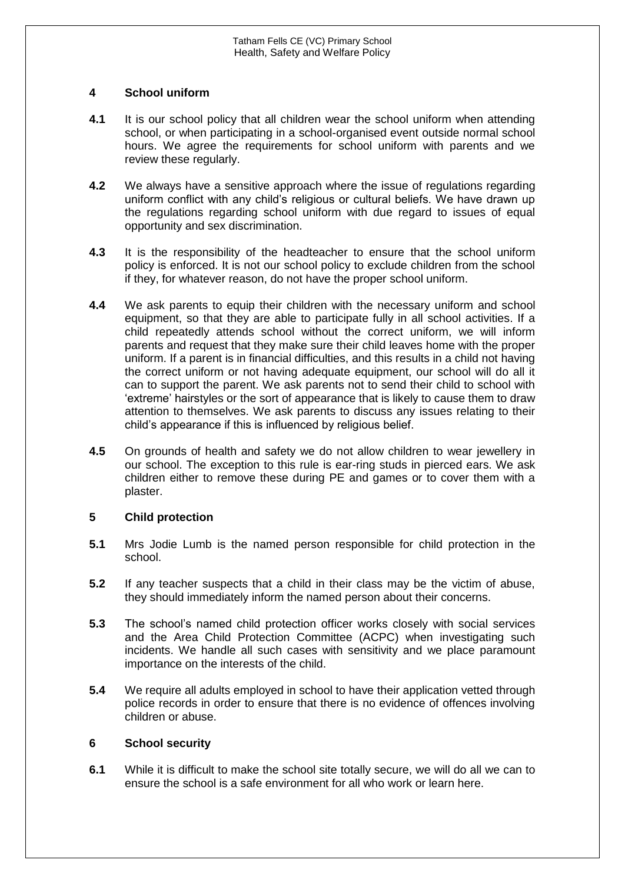## 4 School uniform

**4.1** It is our school policy that all children wear the school uniform when attending school, or when participating in a school-organised event outside normal school hours. We agree the requirements for school uniform with parents and we review these regularly.

**4.2** We always have a sensitive approach where the issue of regulations regarding uniform conflict with any child's religious or cultural beliefs. We have drawn up the regulations regarding school uniform with due regard to issues of equal opportunity and sex discrimination.

**4.3** It is the responsibility of the headteacher to ensure that the school uniform policy is enforced. It is not our school policy to exclude children from the school if they, for whatever reason, do not have the proper school uniform.

**4.4** We ask parents to equip their children with the necessary uniform and school equipment, so that they are able to participate fully in all school activities. If a child repeatedly attends school without the correct uniform, we will inform parents and request that they make sure their child leaves home with the proper uniform. If a parent is in financial difficulties, and this results in a child not having the correct uniform or not having adequate equipment, our school will do all it can to support the parent. We ask parents not to send their child to school with 'extreme' hairstyles or the sort of appearance that is likely to cause them to draw attention to themselves. We ask parents to discuss any issues relating to their child's appearance if this is influenced by religious belief.

**4.5** On grounds of health and safety we do not allow children to wear jewellery in our school. The exception to this rule is ear-ring studs in pierced ears. We ask children either to remove these during PE and games or to cover them with a plaster.

## 5 Child protection

**5.1** Mrs Jodie Lumb is the named person responsible for child protection in the school.

**5.2** If any teacher suspects that a child in their class may be the victim of abuse, they should immediately inform the named person about their concerns.

**5.3** The school's named child protection officer works closely with social services and the Area Child Protection Committee (ACPC) when investigating such incidents. We handle all such cases with sensitivity and we place paramount importance on the interests of the child.

**5.4** We require all adults employed in school to have their application vetted through police records in order to ensure that there is no evidence of offences involving children or abuse.

## 6 School security

**6.1** While it is difficult to make the school site totally secure, we will do all we can to ensure the school is a safe environment for all who work or learn here.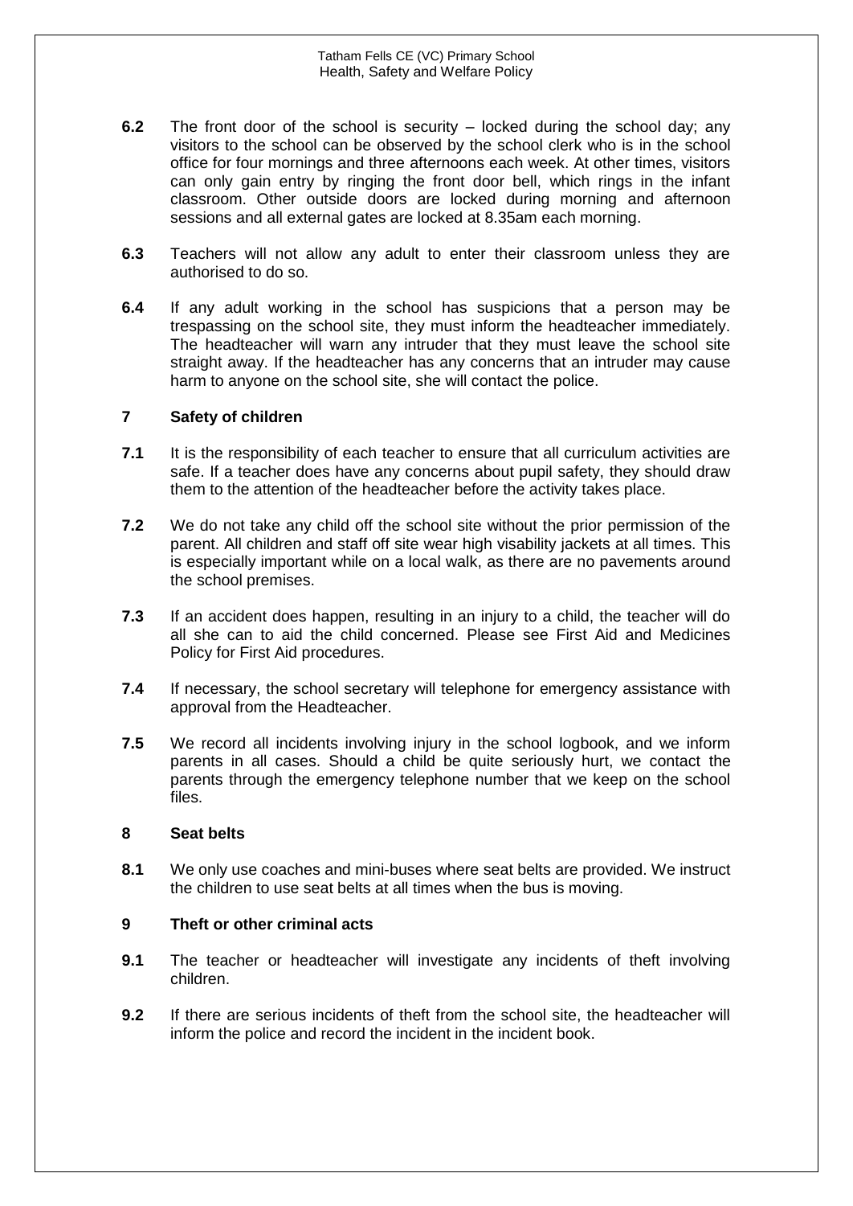**6.2** The front door of the school is security – locked during the school day; any visitors to the school can be observed by the school clerk who is in the school office for four mornings and three afternoons each week. At other times, visitors can only gain entry by ringing the front door bell, which rings in the infant classroom. Other outside doors are locked during morning and afternoon sessions and all external gates are locked at 8.35am each morning.

**6.3** Teachers will not allow any adult to enter their classroom unless they are authorised to do so.

**6.4** If any adult working in the school has suspicions that a person may be trespassing on the school site, they must inform the headteacher immediately. The headteacher will warn any intruder that they must leave the school site straight away. If the headteacher has any concerns that an intruder may cause harm to anyone on the school site, she will contact the police.

## 7 Safety of children

**7.1** It is the responsibility of each teacher to ensure that all curriculum activities are safe. If a teacher does have any concerns about pupil safety, they should draw them to the attention of the headteacher before the activity takes place.

**7.2** We do not take any child off the school site without the prior permission of the parent. All children and staff off site wear high visability jackets at all times. This is especially important while on a local walk, as there are no pavements around the school premises.

**7.3** If an accident does happen, resulting in an injury to a child, the teacher will do all she can to aid the child concerned. Please see First Aid and Medicines Policy for First Aid procedures.

**7.4** If necessary, the school secretary will telephone for emergency assistance with approval from the Headteacher.

**7.5** We record all incidents involving injury in the school logbook, and we inform parents in all cases. Should a child be quite seriously hurt, we contact the parents through the emergency telephone number that we keep on the school files.

## 8 Seat belts

**8.1** We only use coaches and mini-buses where seat belts are provided. We instruct the children to use seat belts at all times when the bus is moving.

## 9 Theft or other criminal acts

**9.1** The teacher or headteacher will investigate any incidents of theft involving children.

**9.2** If there are serious incidents of theft from the school site, the headteacher will inform the police and record the incident in the incident book.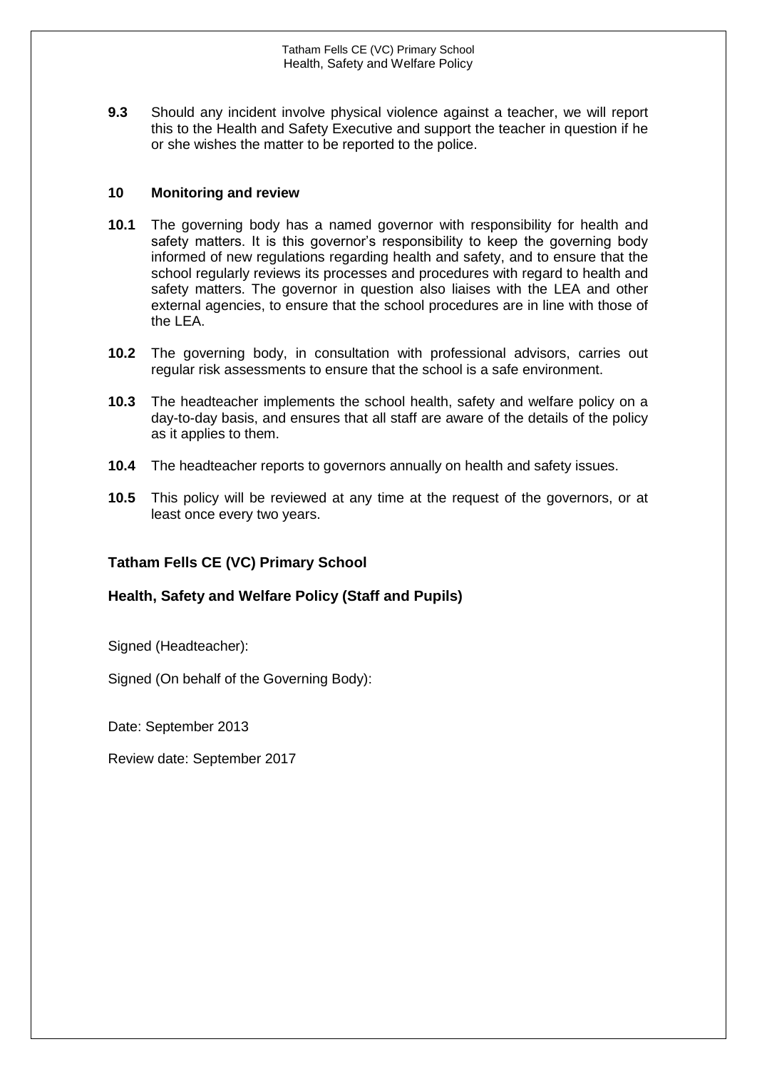**9.3** Should any incident involve physical violence against a teacher, we will report this to the Health and Safety Executive and support the teacher in question if he or she wishes the matter to be reported to the police.

## 10 Monitoring and review

**10.1** The governing body has a named governor with responsibility for health and safety matters. It is this governor's responsibility to keep the governing body informed of new regulations regarding health and safety, and to ensure that the school regularly reviews its processes and procedures with regard to health and safety matters. The governor in question also liaises with the LEA and other external agencies, to ensure that the school procedures are in line with those of the LEA.

**10.2** The governing body, in consultation with professional advisors, carries out regular risk assessments to ensure that the school is a safe environment.

**10.3** The headteacher implements the school health, safety and welfare policy on a day-to-day basis, and ensures that all staff are aware of the details of the policy as it applies to them.

**10.4** The headteacher reports to governors annually on health and safety issues.

**10.5** This policy will be reviewed at any time at the request of the governors, or at least once every two years.

**Tatham Fells CE (VC) Primary School**

**Health, Safety and Welfare Policy (Staff and Pupils)**

Signed (Headteacher):

Signed (On behalf of the Governing Body):

Date: September 2013

Review date: September 2017